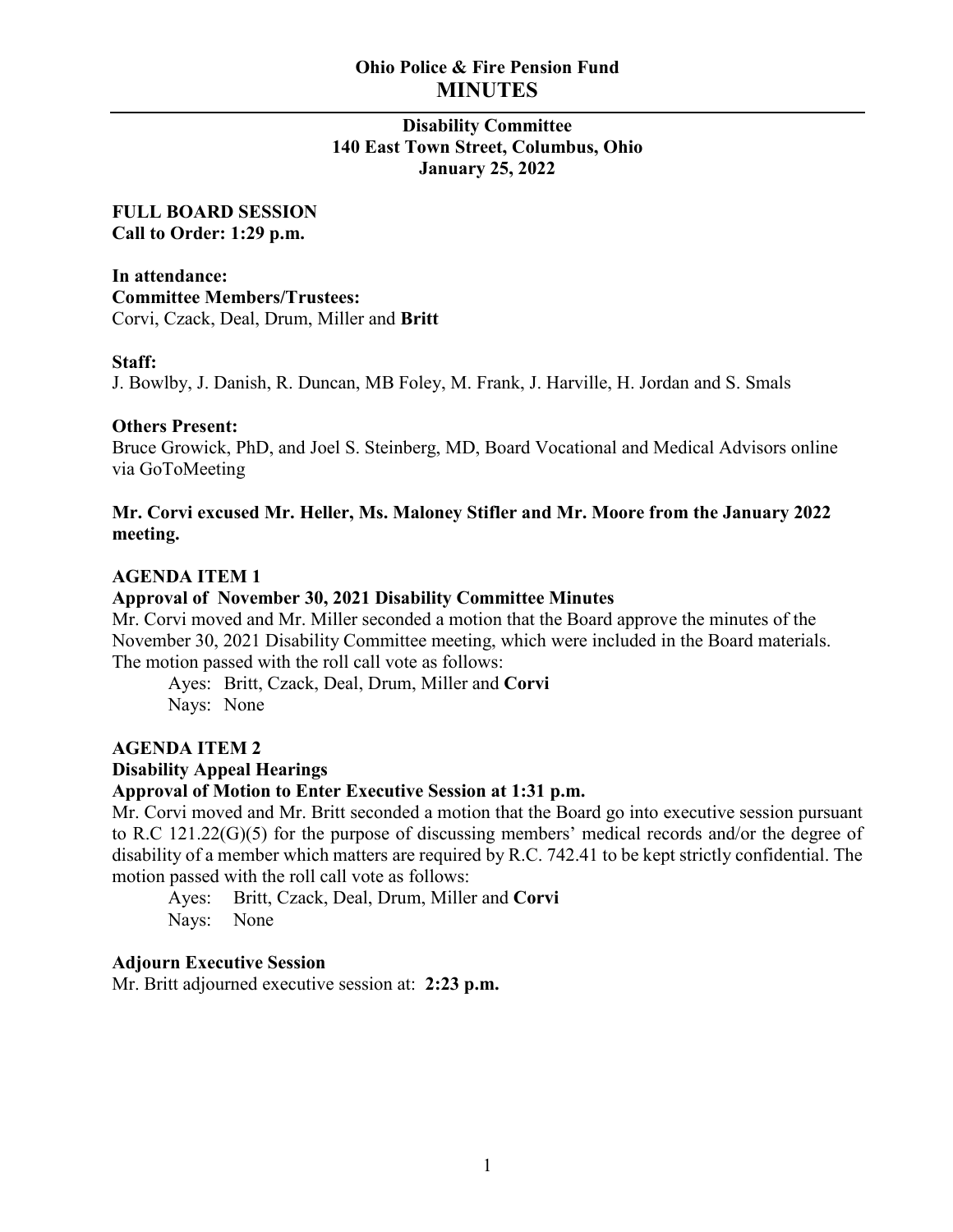# Ohio Police & Fire Pension Fund
# MINUTES

**Disability Committee**
**140 East Town Street, Columbus, Ohio**
**January 25, 2022**

**FULL BOARD SESSION**
**Call to Order: 1:29 p.m.**

**In attendance:**
**Committee Members/Trustees:**
Corvi, Czack, Deal, Drum, Miller and **Britt**

**Staff:**
J. Bowlby, J. Danish, R. Duncan, MB Foley, M. Frank, J. Harville, H. Jordan and S. Smals

**Others Present:**
Bruce Growick, PhD, and Joel S. Steinberg, MD, Board Vocational and Medical Advisors online via GoToMeeting

**Mr. Corvi excused Mr. Heller, Ms. Maloney Stifler and Mr. Moore from the January 2022 meeting.**

**AGENDA ITEM 1**
**Approval of November 30, 2021 Disability Committee Minutes**

Mr. Corvi moved and Mr. Miller seconded a motion that the Board approve the minutes of the November 30, 2021 Disability Committee meeting, which were included in the Board materials. The motion passed with the roll call vote as follows:

Ayes: Britt, Czack, Deal, Drum, Miller and **Corvi**
Nays: None

**AGENDA ITEM 2**
**Disability Appeal Hearings**
**Approval of Motion to Enter Executive Session at 1:31 p.m.**

Mr. Corvi moved and Mr. Britt seconded a motion that the Board go into executive session pursuant to R.C 121.22(G)(5) for the purpose of discussing members' medical records and/or the degree of disability of a member which matters are required by R.C. 742.41 to be kept strictly confidential. The motion passed with the roll call vote as follows:

Ayes: Britt, Czack, Deal, Drum, Miller and **Corvi**
Nays: None

**Adjourn Executive Session**
Mr. Britt adjourned executive session at: **2:23 p.m.**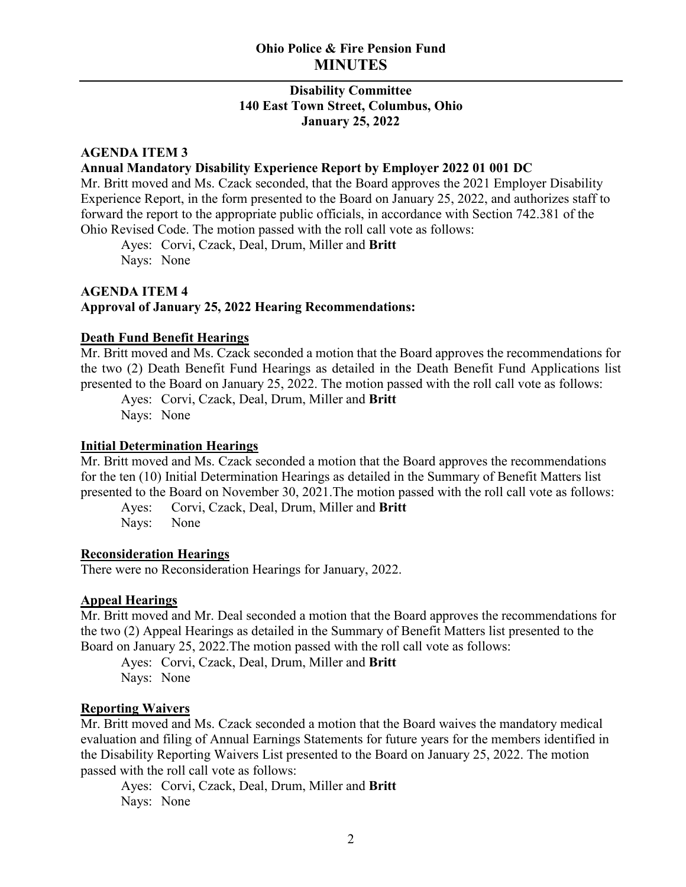**Ohio Police & Fire Pension Fund**
# MINUTES

**Disability Committee**
**140 East Town Street, Columbus, Ohio**
**January 25, 2022**

### AGENDA ITEM 3
**Annual Mandatory Disability Experience Report by Employer 2022 01 001 DC**

Mr. Britt moved and Ms. Czack seconded, that the Board approves the 2021 Employer Disability Experience Report, in the form presented to the Board on January 25, 2022, and authorizes staff to forward the report to the appropriate public officials, in accordance with Section 742.381 of the Ohio Revised Code. The motion passed with the roll call vote as follows:

Ayes: Corvi, Czack, Deal, Drum, Miller and **Britt**
Nays: None

### AGENDA ITEM 4
**Approval of January 25, 2022 Hearing Recommendations:**

**Death Fund Benefit Hearings**

Mr. Britt moved and Ms. Czack seconded a motion that the Board approves the recommendations for the two (2) Death Benefit Fund Hearings as detailed in the Death Benefit Fund Applications list presented to the Board on January 25, 2022. The motion passed with the roll call vote as follows:

Ayes: Corvi, Czack, Deal, Drum, Miller and **Britt**
Nays: None

**Initial Determination Hearings**

Mr. Britt moved and Ms. Czack seconded a motion that the Board approves the recommendations for the ten (10) Initial Determination Hearings as detailed in the Summary of Benefit Matters list presented to the Board on November 30, 2021.The motion passed with the roll call vote as follows:

Ayes: Corvi, Czack, Deal, Drum, Miller and **Britt**
Nays: None

**Reconsideration Hearings**

There were no Reconsideration Hearings for January, 2022.

**Appeal Hearings**

Mr. Britt moved and Mr. Deal seconded a motion that the Board approves the recommendations for the two (2) Appeal Hearings as detailed in the Summary of Benefit Matters list presented to the Board on January 25, 2022.The motion passed with the roll call vote as follows:

Ayes: Corvi, Czack, Deal, Drum, Miller and **Britt**
Nays: None

**Reporting Waivers**

Mr. Britt moved and Ms. Czack seconded a motion that the Board waives the mandatory medical evaluation and filing of Annual Earnings Statements for future years for the members identified in the Disability Reporting Waivers List presented to the Board on January 25, 2022. The motion passed with the roll call vote as follows:

Ayes: Corvi, Czack, Deal, Drum, Miller and **Britt**
Nays: None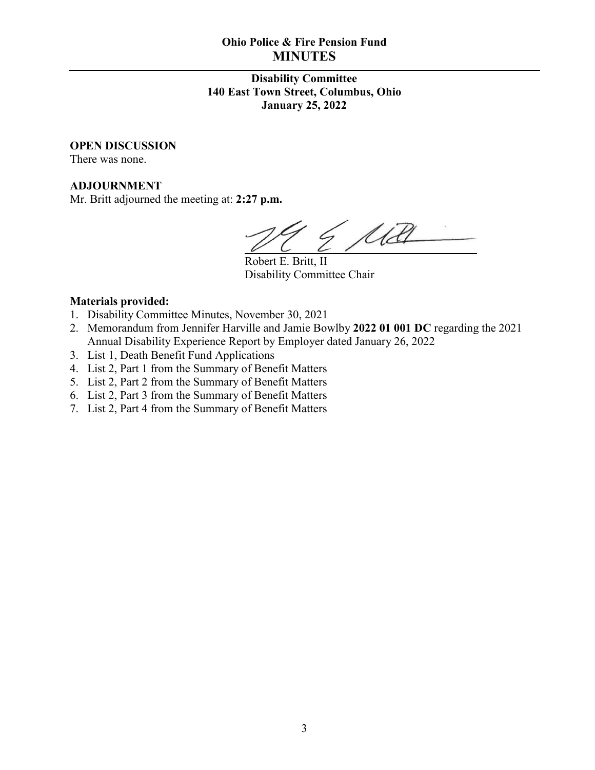**Ohio Police & Fire Pension Fund**
**MINUTES**

**Disability Committee**
**140 East Town Street, Columbus, Ohio**
**January 25, 2022**

**OPEN DISCUSSION**
There was none.

**ADJOURNMENT**
Mr. Britt adjourned the meeting at: **2:27 p.m.**

Robert E. Britt, II
Disability Committee Chair

**Materials provided:**

1. Disability Committee Minutes, November 30, 2021
2. Memorandum from Jennifer Harville and Jamie Bowlby **2022 01 001 DC** regarding the 2021 Annual Disability Experience Report by Employer dated January 26, 2022
3. List 1, Death Benefit Fund Applications
4. List 2, Part 1 from the Summary of Benefit Matters
5. List 2, Part 2 from the Summary of Benefit Matters
6. List 2, Part 3 from the Summary of Benefit Matters
7. List 2, Part 4 from the Summary of Benefit Matters